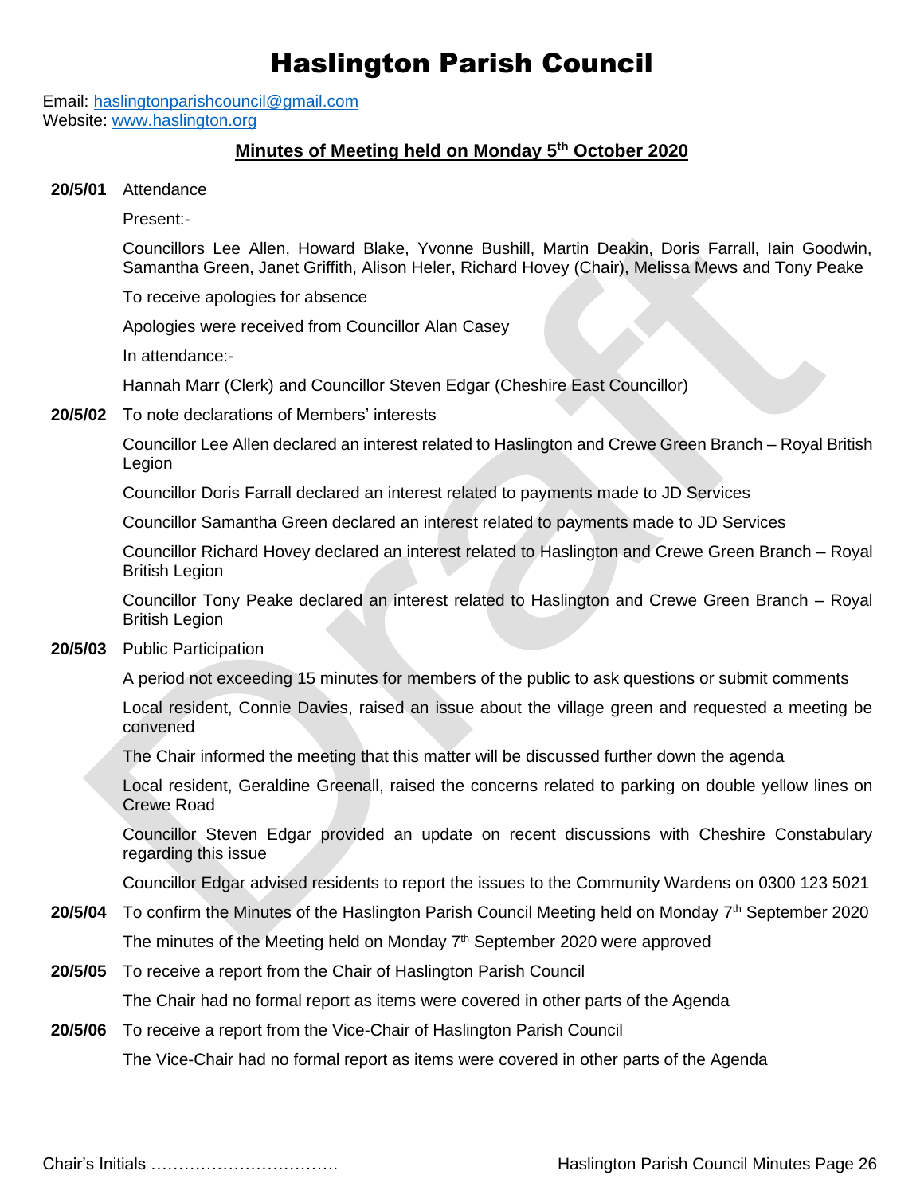# Haslington Parish Council

Email: haslingtonparishcouncil@gmail.com
Website: www.haslington.org

## Minutes of Meeting held on Monday 5th October 2020

**20/5/01** Attendance

Present:-

Councillors Lee Allen, Howard Blake, Yvonne Bushill, Martin Deakin, Doris Farrall, Iain Goodwin, Samantha Green, Janet Griffith, Alison Heler, Richard Hovey (Chair), Melissa Mews and Tony Peake

To receive apologies for absence

Apologies were received from Councillor Alan Casey

In attendance:-

Hannah Marr (Clerk) and Councillor Steven Edgar (Cheshire East Councillor)

**20/5/02** To note declarations of Members' interests

Councillor Lee Allen declared an interest related to Haslington and Crewe Green Branch – Royal British Legion

Councillor Doris Farrall declared an interest related to payments made to JD Services

Councillor Samantha Green declared an interest related to payments made to JD Services

Councillor Richard Hovey declared an interest related to Haslington and Crewe Green Branch – Royal British Legion

Councillor Tony Peake declared an interest related to Haslington and Crewe Green Branch – Royal British Legion

**20/5/03** Public Participation

A period not exceeding 15 minutes for members of the public to ask questions or submit comments

Local resident, Connie Davies, raised an issue about the village green and requested a meeting be convened

The Chair informed the meeting that this matter will be discussed further down the agenda

Local resident, Geraldine Greenall, raised the concerns related to parking on double yellow lines on Crewe Road

Councillor Steven Edgar provided an update on recent discussions with Cheshire Constabulary regarding this issue

Councillor Edgar advised residents to report the issues to the Community Wardens on 0300 123 5021

**20/5/04** To confirm the Minutes of the Haslington Parish Council Meeting held on Monday 7th September 2020

The minutes of the Meeting held on Monday 7th September 2020 were approved

**20/5/05** To receive a report from the Chair of Haslington Parish Council

The Chair had no formal report as items were covered in other parts of the Agenda

**20/5/06** To receive a report from the Vice-Chair of Haslington Parish Council

The Vice-Chair had no formal report as items were covered in other parts of the Agenda

Chair's Initials …………………………….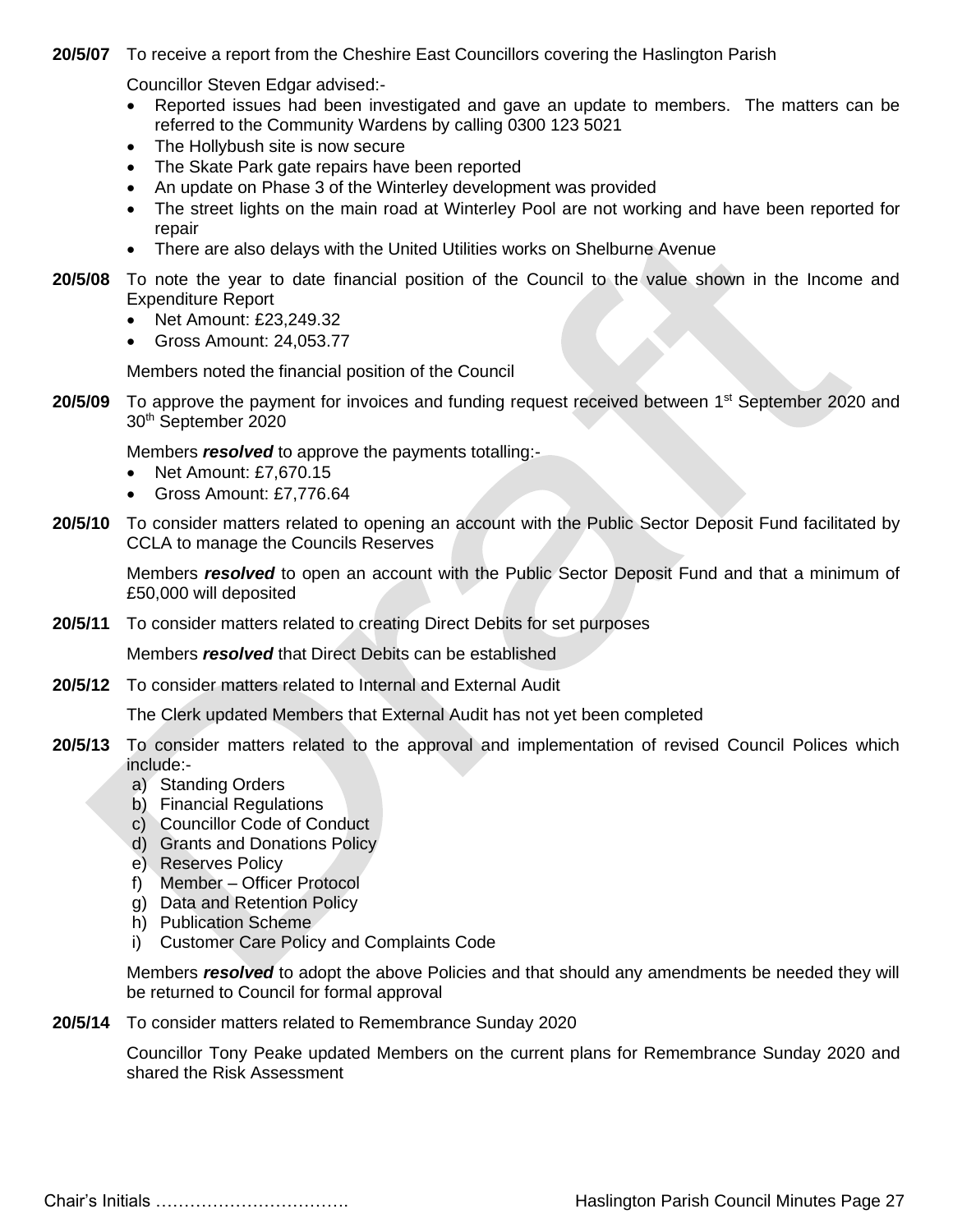**20/5/07** To receive a report from the Cheshire East Councillors covering the Haslington Parish

Councillor Steven Edgar advised:-

- Reported issues had been investigated and gave an update to members. The matters can be referred to the Community Wardens by calling 0300 123 5021
- The Hollybush site is now secure
- The Skate Park gate repairs have been reported
- An update on Phase 3 of the Winterley development was provided
- The street lights on the main road at Winterley Pool are not working and have been reported for repair
- There are also delays with the United Utilities works on Shelburne Avenue

**20/5/08** To note the year to date financial position of the Council to the value shown in the Income and Expenditure Report

- Net Amount: £23,249.32
- Gross Amount: 24,053.77

Members noted the financial position of the Council

**20/5/09** To approve the payment for invoices and funding request received between 1st September 2020 and 30th September 2020

Members ***resolved*** to approve the payments totalling:-

- Net Amount: £7,670.15
- Gross Amount: £7,776.64

**20/5/10** To consider matters related to opening an account with the Public Sector Deposit Fund facilitated by CCLA to manage the Councils Reserves

Members ***resolved*** to open an account with the Public Sector Deposit Fund and that a minimum of £50,000 will deposited

**20/5/11** To consider matters related to creating Direct Debits for set purposes

Members ***resolved*** that Direct Debits can be established

**20/5/12** To consider matters related to Internal and External Audit

The Clerk updated Members that External Audit has not yet been completed

**20/5/13** To consider matters related to the approval and implementation of revised Council Polices which include:-

a) Standing Orders
b) Financial Regulations
c) Councillor Code of Conduct
d) Grants and Donations Policy
e) Reserves Policy
f) Member – Officer Protocol
g) Data and Retention Policy
h) Publication Scheme
i) Customer Care Policy and Complaints Code

Members ***resolved*** to adopt the above Policies and that should any amendments be needed they will be returned to Council for formal approval

**20/5/14** To consider matters related to Remembrance Sunday 2020

Councillor Tony Peake updated Members on the current plans for Remembrance Sunday 2020 and shared the Risk Assessment

Chair's Initials …………………………….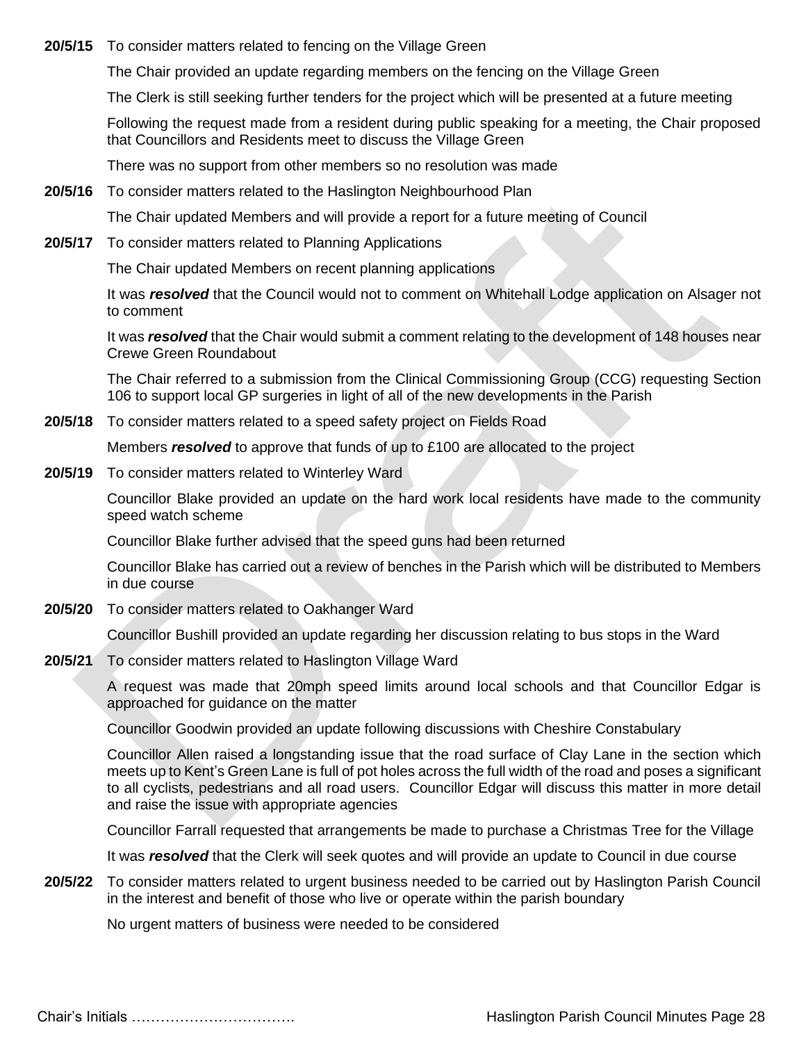**20/5/15** To consider matters related to fencing on the Village Green

The Chair provided an update regarding members on the fencing on the Village Green

The Clerk is still seeking further tenders for the project which will be presented at a future meeting

Following the request made from a resident during public speaking for a meeting, the Chair proposed that Councillors and Residents meet to discuss the Village Green

There was no support from other members so no resolution was made

**20/5/16** To consider matters related to the Haslington Neighbourhood Plan

The Chair updated Members and will provide a report for a future meeting of Council

**20/5/17** To consider matters related to Planning Applications

The Chair updated Members on recent planning applications

It was ***resolved*** that the Council would not to comment on Whitehall Lodge application on Alsager not to comment

It was ***resolved*** that the Chair would submit a comment relating to the development of 148 houses near Crewe Green Roundabout

The Chair referred to a submission from the Clinical Commissioning Group (CCG) requesting Section 106 to support local GP surgeries in light of all of the new developments in the Parish

**20/5/18** To consider matters related to a speed safety project on Fields Road

Members ***resolved*** to approve that funds of up to £100 are allocated to the project

**20/5/19** To consider matters related to Winterley Ward

Councillor Blake provided an update on the hard work local residents have made to the community speed watch scheme

Councillor Blake further advised that the speed guns had been returned

Councillor Blake has carried out a review of benches in the Parish which will be distributed to Members in due course

**20/5/20** To consider matters related to Oakhanger Ward

Councillor Bushill provided an update regarding her discussion relating to bus stops in the Ward

**20/5/21** To consider matters related to Haslington Village Ward

A request was made that 20mph speed limits around local schools and that Councillor Edgar is approached for guidance on the matter

Councillor Goodwin provided an update following discussions with Cheshire Constabulary

Councillor Allen raised a longstanding issue that the road surface of Clay Lane in the section which meets up to Kent's Green Lane is full of pot holes across the full width of the road and poses a significant to all cyclists, pedestrians and all road users. Councillor Edgar will discuss this matter in more detail and raise the issue with appropriate agencies

Councillor Farrall requested that arrangements be made to purchase a Christmas Tree for the Village

It was ***resolved*** that the Clerk will seek quotes and will provide an update to Council in due course

**20/5/22** To consider matters related to urgent business needed to be carried out by Haslington Parish Council in the interest and benefit of those who live or operate within the parish boundary

No urgent matters of business were needed to be considered

Chair's Initials …………………………….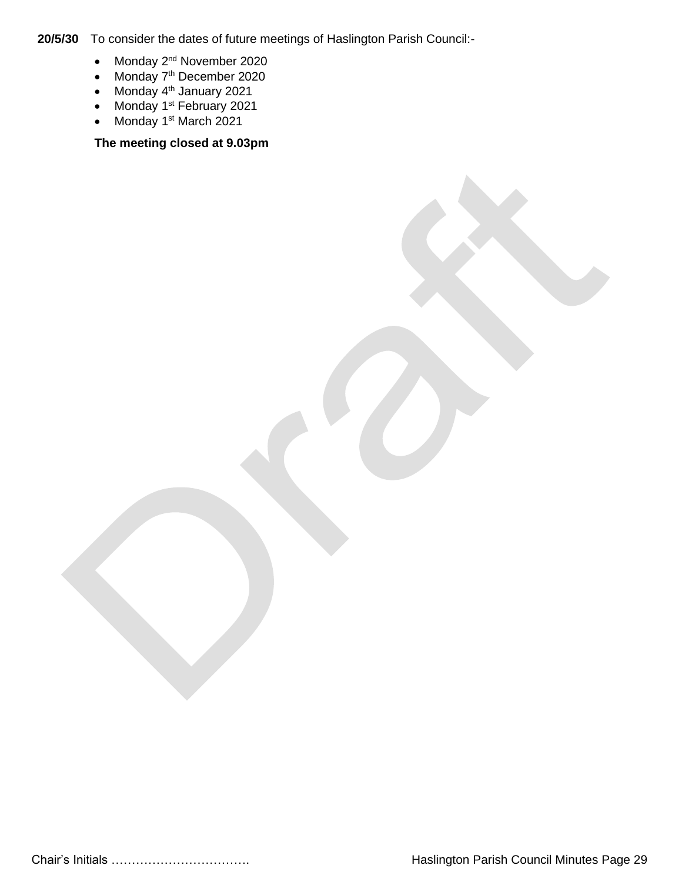**20/5/30** To consider the dates of future meetings of Haslington Parish Council:-

- Monday 2nd November 2020
- Monday 7th December 2020
- Monday 4th January 2021
- Monday 1st February 2021
- Monday 1st March 2021

**The meeting closed at 9.03pm**

Chair's Initials …………………………….